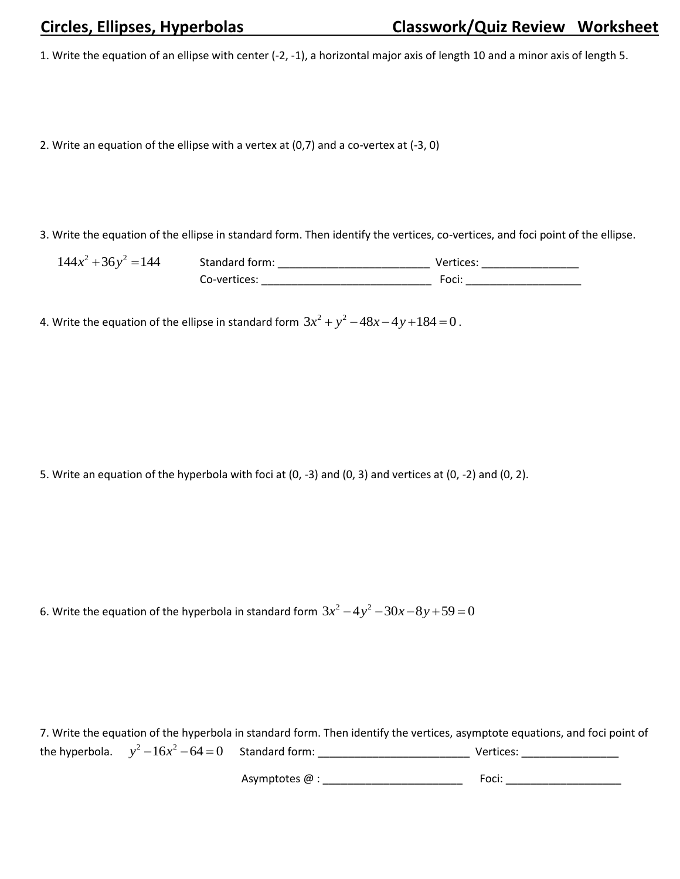# Circles, Ellipses, Hyperbolas — Classwork/Quiz Review Worksheet

1. Write the equation of an ellipse with center (-2, -1), a horizontal major axis of length 10 and a minor axis of length 5.

2. Write an equation of the ellipse with a vertex at (0,7) and a co-vertex at (-3, 0)

3. Write the equation of the ellipse in standard form. Then identify the vertices, co-vertices, and foci point of the ellipse.

$144x^2 + 36y^2 = 144$ Standard form: ________________________ Vertices: ________________

Co-vertices: ____________________________ Foci: ___________________

4. Write the equation of the ellipse in standard form $3x^2 + y^2 - 48x - 4y + 184 = 0$.

5. Write an equation of the hyperbola with foci at (0, -3) and (0, 3) and vertices at (0, -2) and (0, 2).

6. Write the equation of the hyperbola in standard form $3x^2 - 4y^2 - 30x - 8y + 59 = 0$

7. Write the equation of the hyperbola in standard form. Then identify the vertices, asymptote equations, and foci point of the hyperbola. $y^2 - 16x^2 - 64 = 0$ Standard form: ________________________ Vertices: ________________

Asymptotes @ : _______________________ Foci: ___________________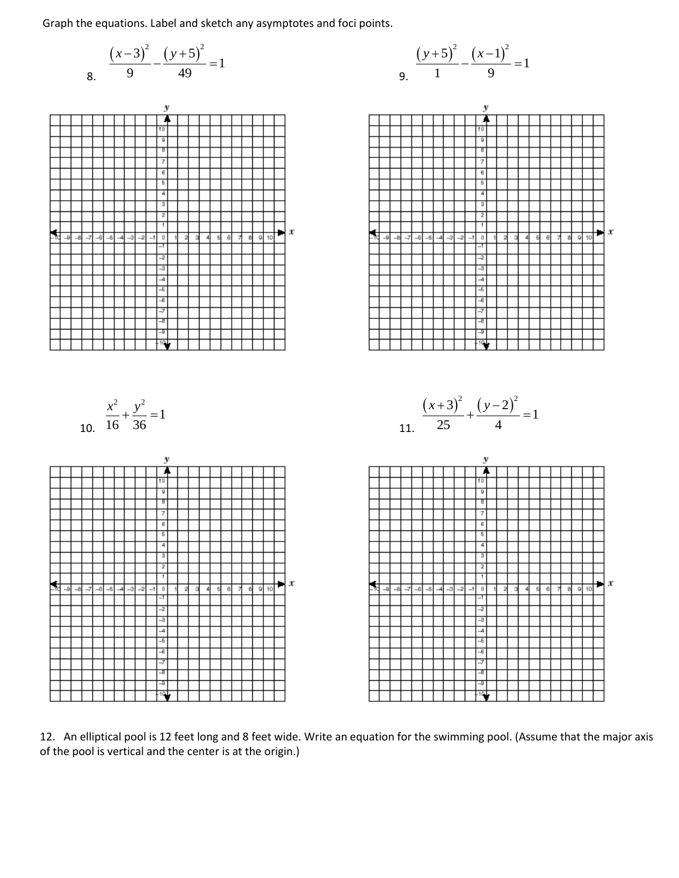Graph the equations. Label and sketch any asymptotes and foci points.

8. $$\frac{(x-3)^2}{9}-\frac{(y+5)^2}{49}=1$$

9. $$\frac{(y+5)^2}{1}-\frac{(x-1)^2}{9}=1$$

10. $$\frac{x^2}{16}+\frac{y^2}{36}=1$$

11. $$\frac{(x+3)^2}{25}+\frac{(y-2)^2}{4}=1$$

12. An elliptical pool is 12 feet long and 8 feet wide. Write an equation for the swimming pool. (Assume that the major axis of the pool is vertical and the center is at the origin.)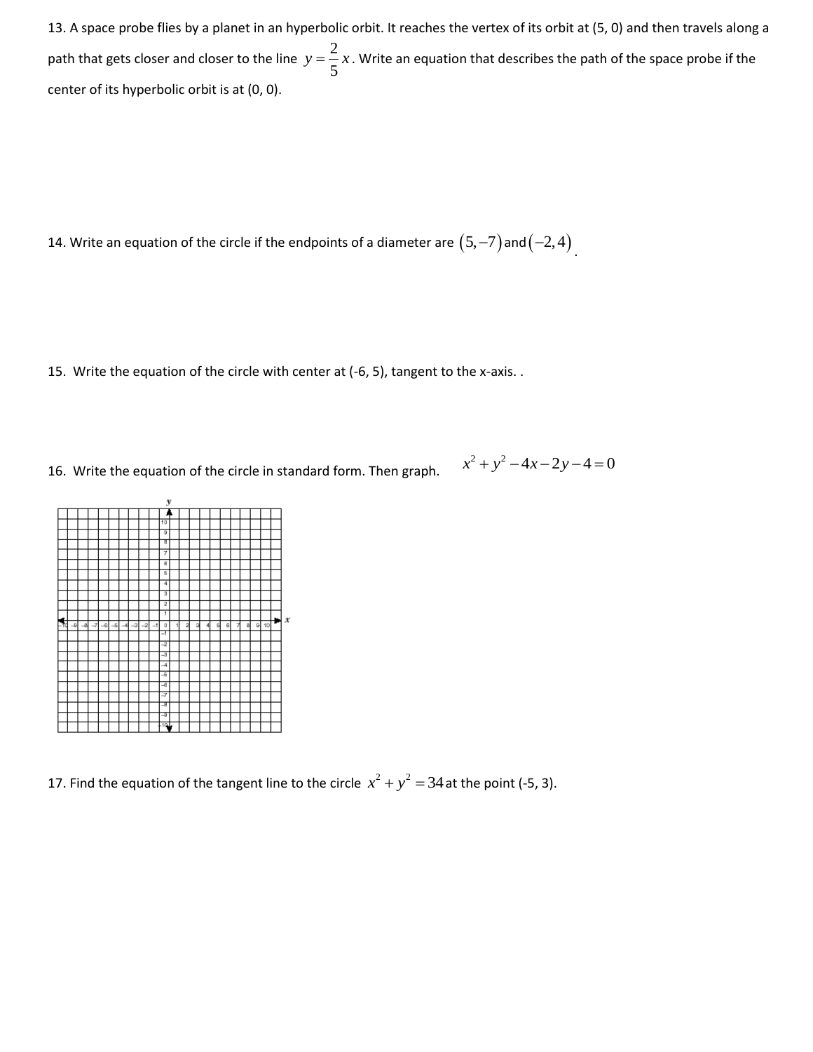13. A space probe flies by a planet in an hyperbolic orbit. It reaches the vertex of its orbit at (5, 0) and then travels along a path that gets closer and closer to the line $y = \frac{2}{5}x$. Write an equation that describes the path of the space probe if the center of its hyperbolic orbit is at (0, 0).

14. Write an equation of the circle if the endpoints of a diameter are $(5, -7)$ and $(-2, 4)$.

15. Write the equation of the circle with center at (-6, 5), tangent to the x-axis. .

16. Write the equation of the circle in standard form. Then graph. $x^2 + y^2 - 4x - 2y - 4 = 0$

17. Find the equation of the tangent line to the circle $x^2 + y^2 = 34$ at the point (-5, 3).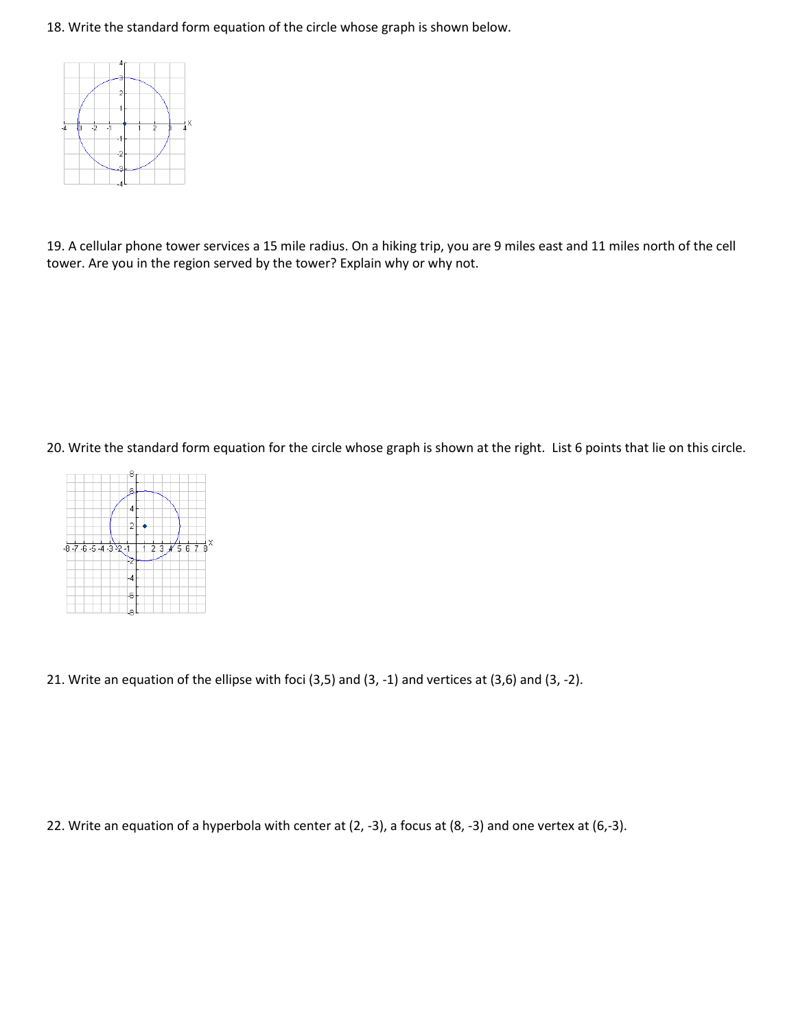18. Write the standard form equation of the circle whose graph is shown below.

4
3
2
1
-4 -3 -2 -1 1 2 3 4 X
-1
-2
-3
-4

19. A cellular phone tower services a 15 mile radius. On a hiking trip, you are 9 miles east and 11 miles north of the cell tower. Are you in the region served by the tower? Explain why or why not.

20. Write the standard form equation for the circle whose graph is shown at the right. List 6 points that lie on this circle.

8
6
4
2
-8 -7 -6 -5 -4 -3 -2 -1 1 2 3 4 5 6 7 8 X
-2
-4
-6
-8

21. Write an equation of the ellipse with foci (3,5) and (3, -1) and vertices at (3,6) and (3, -2).

22. Write an equation of a hyperbola with center at (2, -3), a focus at (8, -3) and one vertex at (6,-3).